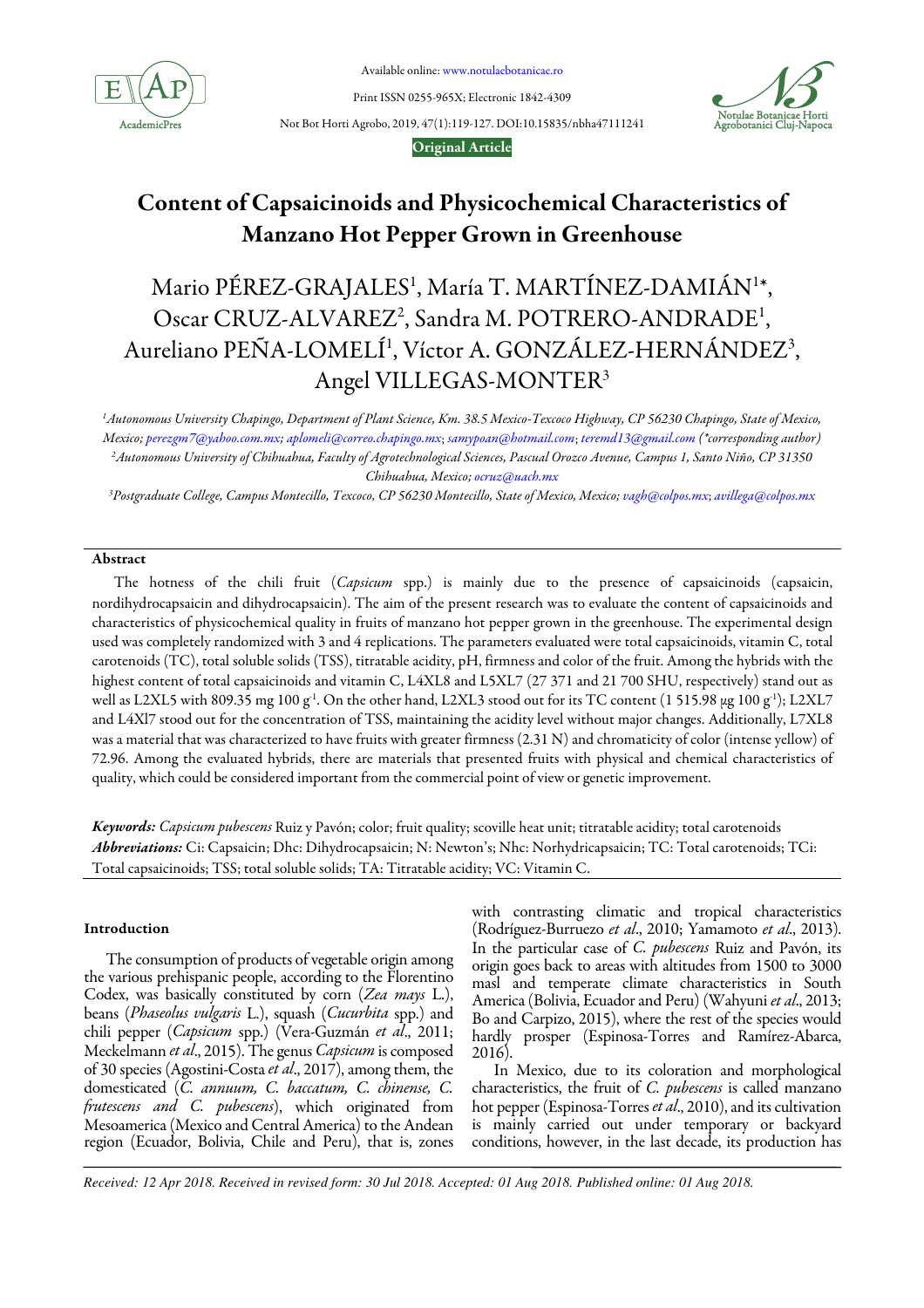Available online: www.notulaebotanicae.ro

Print ISSN 0255-965X; Electronic 1842-4309

Not Bot Horti Agrobo, 2019, 47(1):119-127. DOI:10.15835/nbha47111241

**Original Article**

# Content of Capsaicinoids and Physicochemical Characteristics of Manzano Hot Pepper Grown in Greenhouse

Mario PÉREZ-GRAJALES[1], María T. MARTÍNEZ-DAMIÁN[1*], Oscar CRUZ-ALVAREZ[2], Sandra M. POTRERO-ANDRADE[1], Aureliano PEÑA-LOMELÍ[1], Víctor A. GONZÁLEZ-HERNÁNDEZ[3], Angel VILLEGAS-MONTER[3]

*[1]Autonomous University Chapingo, Department of Plant Science, Km. 38.5 Mexico-Texcoco Highway, CP 56230 Chapingo, State of Mexico, Mexico; perezgm7@yahoo.com.mx; aplomeli@correo.chapingo.mx; samypoan@hotmail.com; teremd13@gmail.com (\*corresponding author)*
*[2]Autonomous University of Chihuahua, Faculty of Agrotechnological Sciences, Pascual Orozco Avenue, Campus 1, Santo Niño, CP 31350 Chihuahua, Mexico; ocruz@uach.mx*
*[3]Postgraduate College, Campus Montecillo, Texcoco, CP 56230 Montecillo, State of Mexico, Mexico; vagh@colpos.mx; avillega@colpos.mx*

## Abstract

The hotness of the chili fruit (*Capsicum* spp.) is mainly due to the presence of capsaicinoids (capsaicin, nordihydrocapsaicin and dihydrocapsaicin). The aim of the present research was to evaluate the content of capsaicinoids and characteristics of physicochemical quality in fruits of manzano hot pepper grown in the greenhouse. The experimental design used was completely randomized with 3 and 4 replications. The parameters evaluated were total capsaicinoids, vitamin C, total carotenoids (TC), total soluble solids (TSS), titratable acidity, pH, firmness and color of the fruit. Among the hybrids with the highest content of total capsaicinoids and vitamin C, L4XL8 and L5XL7 (27 371 and 21 700 SHU, respectively) stand out as well as L2XL5 with 809.35 mg 100 g$^{-1}$. On the other hand, L2XL3 stood out for its TC content (1 515.98 μg 100 g$^{-1}$); L2XL7 and L4Xl7 stood out for the concentration of TSS, maintaining the acidity level without major changes. Additionally, L7XL8 was a material that was characterized to have fruits with greater firmness (2.31 N) and chromaticity of color (intense yellow) of 72.96. Among the evaluated hybrids, there are materials that presented fruits with physical and chemical characteristics of quality, which could be considered important from the commercial point of view or genetic improvement.

***Keywords:*** *Capsicum pubescens* Ruiz y Pavón; color; fruit quality; scoville heat unit; titratable acidity; total carotenoids
***Abbreviations:*** Ci: Capsaicin; Dhc: Dihydrocapsaicin; N: Newton's; Nhc: Norhydricapsaicin; TC: Total carotenoids; TCi: Total capsaicinoids; TSS: total soluble solids; TA: Titratable acidity; VC: Vitamin C.

## Introduction

The consumption of products of vegetable origin among the various prehispanic people, according to the Florentino Codex, was basically constituted by corn (*Zea mays* L.), beans (*Phaseolus vulgaris* L.), squash (*Cucurbita* spp.) and chili pepper (*Capsicum* spp.) (Vera-Guzmán *et al*., 2011; Meckelmann *et al*., 2015). The genus *Capsicum* is composed of 30 species (Agostini-Costa *et al*., 2017), among them, the domesticated (*C. annuum, C. baccatum, C. chinense, C. frutescens and C. pubescens*), which originated from Mesoamerica (Mexico and Central America) to the Andean region (Ecuador, Bolivia, Chile and Peru), that is, zones with contrasting climatic and tropical characteristics (Rodríguez-Burruezo *et al*., 2010; Yamamoto *et al*., 2013). In the particular case of *C. pubescens* Ruiz and Pavón, its origin goes back to areas with altitudes from 1500 to 3000 masl and temperate climate characteristics in South America (Bolivia, Ecuador and Peru) (Wahyuni *et al*., 2013; Bo and Carpizo, 2015), where the rest of the species would hardly prosper (Espinosa-Torres and Ramírez-Abarca, 2016).

In Mexico, due to its coloration and morphological characteristics, the fruit of *C. pubescens* is called manzano hot pepper (Espinosa-Torres *et al*., 2010), and its cultivation is mainly carried out under temporary or backyard conditions, however, in the last decade, its production has

*Received: 12 Apr 2018. Received in revised form: 30 Jul 2018. Accepted: 01 Aug 2018. Published online: 01 Aug 2018.*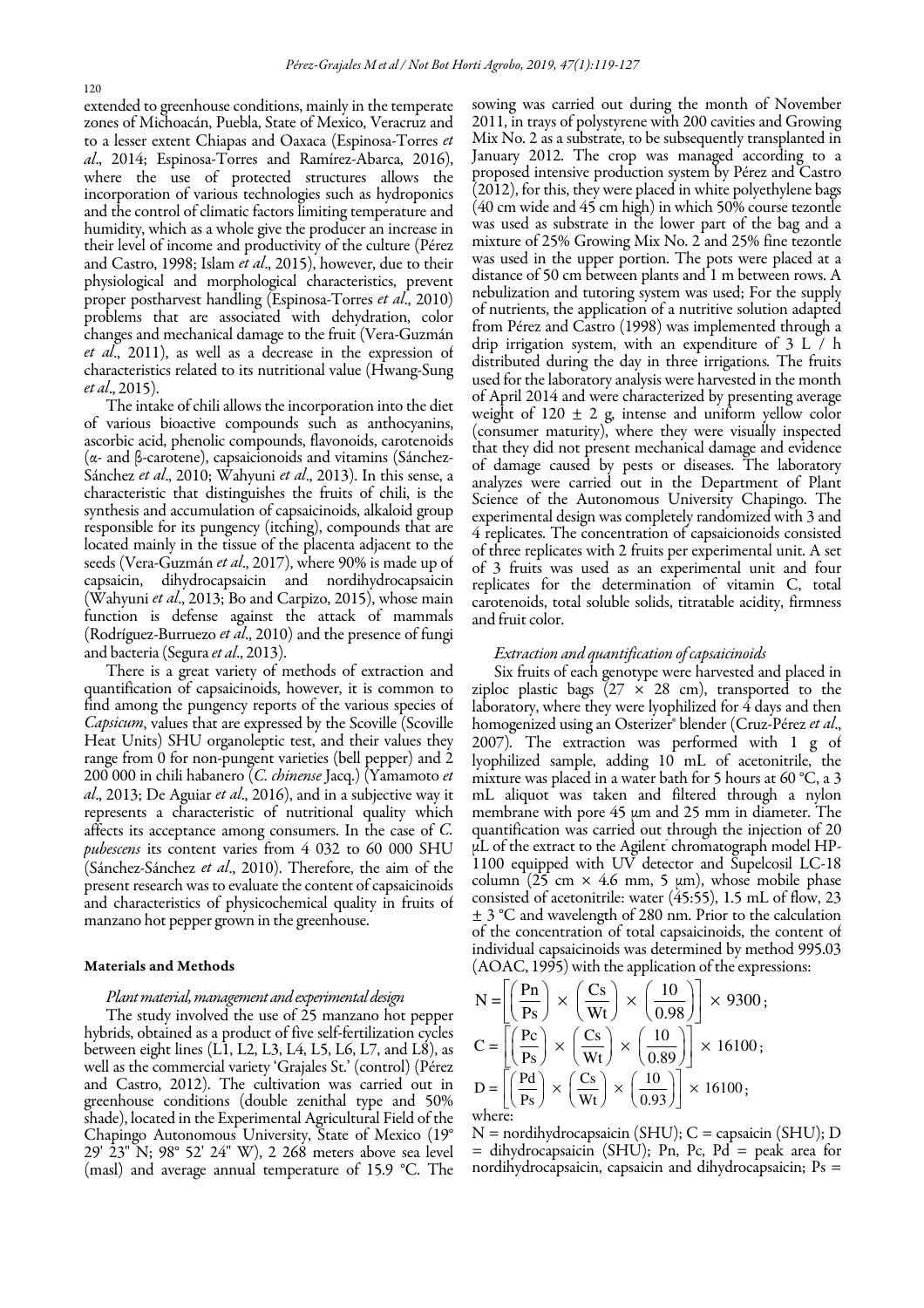extended to greenhouse conditions, mainly in the temperate zones of Michoacán, Puebla, State of Mexico, Veracruz and to a lesser extent Chiapas and Oaxaca (Espinosa-Torres *et al*., 2014; Espinosa-Torres and Ramírez-Abarca, 2016), where the use of protected structures allows the incorporation of various technologies such as hydroponics and the control of climatic factors limiting temperature and humidity, which as a whole give the producer an increase in their level of income and productivity of the culture (Pérez and Castro, 1998; Islam *et al*., 2015), however, due to their physiological and morphological characteristics, prevent proper postharvest handling (Espinosa-Torres *et al*., 2010) problems that are associated with dehydration, color changes and mechanical damage to the fruit (Vera-Guzmán *et al*., 2011), as well as a decrease in the expression of characteristics related to its nutritional value (Hwang-Sung *et al*., 2015).

The intake of chili allows the incorporation into the diet of various bioactive compounds such as anthocyanins, ascorbic acid, phenolic compounds, flavonoids, carotenoids (α- and β-carotene), capsaicionoids and vitamins (Sánchez-Sánchez *et al*., 2010; Wahyuni *et al*., 2013). In this sense, a characteristic that distinguishes the fruits of chili, is the synthesis and accumulation of capsaicinoids, alkaloid group responsible for its pungency (itching), compounds that are located mainly in the tissue of the placenta adjacent to the seeds (Vera-Guzmán *et al*., 2017), where 90% is made up of capsaicin, dihydrocapsaicin and nordihydrocapsaicin (Wahyuni *et al*., 2013; Bo and Carpizo, 2015), whose main function is defense against the attack of mammals (Rodríguez-Burruezo *et al*., 2010) and the presence of fungi and bacteria (Segura *et al*., 2013).

There is a great variety of methods of extraction and quantification of capsaicinoids, however, it is common to find among the pungency reports of the various species of *Capsicum*, values that are expressed by the Scoville (Scoville Heat Units) SHU organoleptic test, and their values they range from 0 for non-pungent varieties (bell pepper) and 2 200 000 in chili habanero (*C. chinense* Jacq.) (Yamamoto *et al*., 2013; De Aguiar *et al*., 2016), and in a subjective way it represents a characteristic of nutritional quality which affects its acceptance among consumers. In the case of *C. pubescens* its content varies from 4 032 to 60 000 SHU (Sánchez-Sánchez *et al*., 2010). Therefore, the aim of the present research was to evaluate the content of capsaicinoids and characteristics of physicochemical quality in fruits of manzano hot pepper grown in the greenhouse.

## Materials and Methods

### *Plant material, management and experimental design*

The study involved the use of 25 manzano hot pepper hybrids, obtained as a product of five self-fertilization cycles between eight lines (L1, L2, L3, L4, L5, L6, L7, and L8), as well as the commercial variety 'Grajales St.' (control) (Pérez and Castro, 2012). The cultivation was carried out in greenhouse conditions (double zenithal type and 50% shade), located in the Experimental Agricultural Field of the Chapingo Autonomous University, State of Mexico (19° 29' 23" N; 98° 52' 24" W), 2 268 meters above sea level (masl) and average annual temperature of 15.9 °C. The sowing was carried out during the month of November 2011, in trays of polystyrene with 200 cavities and Growing Mix No. 2 as a substrate, to be subsequently transplanted in January 2012. The crop was managed according to a proposed intensive production system by Pérez and Castro (2012), for this, they were placed in white polyethylene bags (40 cm wide and 45 cm high) in which 50% course tezontle was used as substrate in the lower part of the bag and a mixture of 25% Growing Mix No. 2 and 25% fine tezontle was used in the upper portion. The pots were placed at a distance of 50 cm between plants and 1 m between rows. A nebulization and tutoring system was used; For the supply of nutrients, the application of a nutritive solution adapted from Pérez and Castro (1998) was implemented through a drip irrigation system, with an expenditure of 3 L / h distributed during the day in three irrigations. The fruits used for the laboratory analysis were harvested in the month of April 2014 and were characterized by presenting average weight of 120 ± 2 g, intense and uniform yellow color (consumer maturity), where they were visually inspected that they did not present mechanical damage and evidence of damage caused by pests or diseases. The laboratory analyzes were carried out in the Department of Plant Science of the Autonomous University Chapingo. The experimental design was completely randomized with 3 and 4 replicates. The concentration of capsaicionoids consisted of three replicates with 2 fruits per experimental unit. A set of 3 fruits was used as an experimental unit and four replicates for the determination of vitamin C, total carotenoids, total soluble solids, titratable acidity, firmness and fruit color.

### *Extraction and quantification of capsaicinoids*

Six fruits of each genotype were harvested and placed in ziploc plastic bags (27 × 28 cm), transported to the laboratory, where they were lyophilized for 4 days and then homogenized using an Osterizer® blender (Cruz-Pérez *et al*., 2007). The extraction was performed with 1 g of lyophilized sample, adding 10 mL of acetonitrile, the mixture was placed in a water bath for 5 hours at 60 °C, a 3 mL aliquot was taken and filtered through a nylon membrane with pore 45 µm and 25 mm in diameter. The quantification was carried out through the injection of 20 µL of the extract to the Agilent® chromatograph model HP-1100 equipped with UV detector and Supelcosil LC-18 column (25 cm × 4.6 mm, 5 µm), whose mobile phase consisted of acetonitrile: water (45:55), 1.5 mL of flow, 23 ± 3 °C and wavelength of 280 nm. Prior to the calculation of the concentration of total capsaicinoids, the content of individual capsaicinoids was determined by method 995.03 (AOAC, 1995) with the application of the expressions:

$$N = \left[\left(\frac{Pn}{Ps}\right) \times \left(\frac{Cs}{Wt}\right) \times \left(\frac{10}{0.98}\right)\right] \times 9300;$$

$$C = \left[\left(\frac{Pc}{Ps}\right) \times \left(\frac{Cs}{Wt}\right) \times \left(\frac{10}{0.89}\right)\right] \times 16100;$$

$$D = \left[\left(\frac{Pd}{Ps}\right) \times \left(\frac{Cs}{Wt}\right) \times \left(\frac{10}{0.93}\right)\right] \times 16100;$$

where:

N = nordihydrocapsaicin (SHU); C = capsaicin (SHU); D = dihydrocapsaicin (SHU); Pn, Pc, Pd = peak area for nordihydrocapsaicin, capsaicin and dihydrocapsaicin; Ps =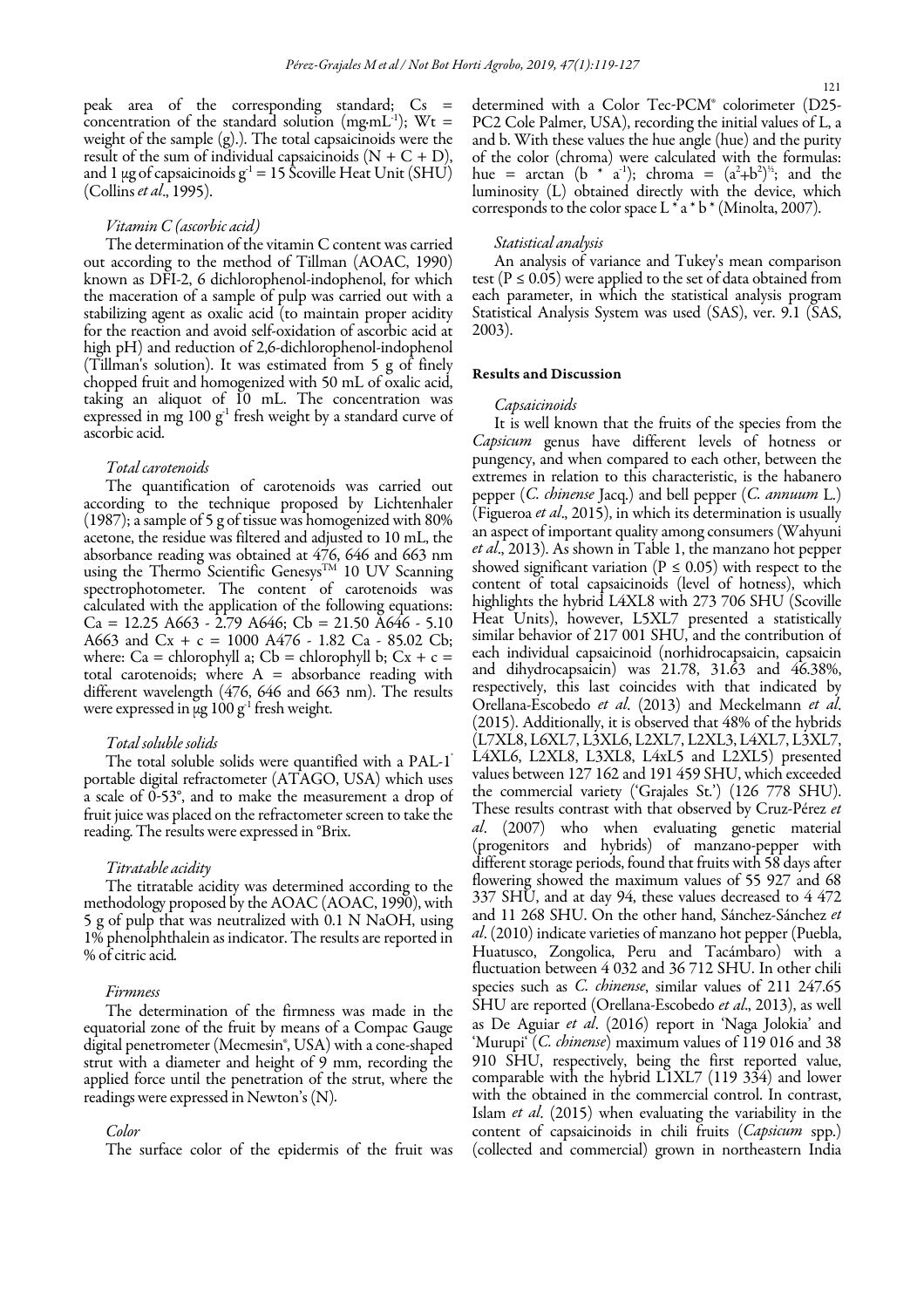peak area of the corresponding standard; Cs = concentration of the standard solution ($mg \cdot mL^{-1}$); Wt = weight of the sample (g).). The total capsaicinoids were the result of the sum of individual capsaicinoids (N + C + D), and 1 µg of capsaicinoids $g^{-1}$ = 15 Scoville Heat Unit (SHU) (Collins *et al*., 1995).

### *Vitamin C (ascorbic acid)*

The determination of the vitamin C content was carried out according to the method of Tillman (AOAC, 1990) known as DFI-2, 6 dichlorophenol-indophenol, for which the maceration of a sample of pulp was carried out with a stabilizing agent as oxalic acid (to maintain proper acidity for the reaction and avoid self-oxidation of ascorbic acid at high pH) and reduction of 2,6-dichlorophenol-indophenol (Tillman's solution). It was estimated from 5 g of finely chopped fruit and homogenized with 50 mL of oxalic acid, taking an aliquot of 10 mL. The concentration was expressed in mg 100 $g^{-1}$ fresh weight by a standard curve of ascorbic acid.

### *Total carotenoids*

The quantification of carotenoids was carried out according to the technique proposed by Lichtenhaler (1987); a sample of 5 g of tissue was homogenized with 80% acetone, the residue was filtered and adjusted to 10 mL, the absorbance reading was obtained at 476, 646 and 663 nm using the Thermo Scientific Genesys™ 10 UV Scanning spectrophotometer. The content of carotenoids was calculated with the application of the following equations: $Ca = 12.25\ A663 - 2.79\ A646$; $Cb = 21.50\ A646 - 5.10\ A663$ and $Cx + c = 1000\ A476 - 1.82\ Ca - 85.02\ Cb$; where: Ca = chlorophyll a; Cb = chlorophyll b; Cx + c = total carotenoids; where A = absorbance reading with different wavelength (476, 646 and 663 nm). The results were expressed in µg 100 $g^{-1}$ fresh weight.

### *Total soluble solids*

The total soluble solids were quantified with a PAL-1® portable digital refractometer (ATAGO, USA) which uses a scale of 0-53°, and to make the measurement a drop of fruit juice was placed on the refractometer screen to take the reading. The results were expressed in °Brix.

### *Titratable acidity*

The titratable acidity was determined according to the methodology proposed by the AOAC (AOAC, 1990), with 5 g of pulp that was neutralized with 0.1 N NaOH, using 1% phenolphthalein as indicator. The results are reported in % of citric acid.

### *Firmness*

The determination of the firmness was made in the equatorial zone of the fruit by means of a Compac Gauge digital penetrometer (Mecmesin®, USA) with a cone-shaped strut with a diameter and height of 9 mm, recording the applied force until the penetration of the strut, where the readings were expressed in Newton's (N).

### *Color*

The surface color of the epidermis of the fruit was determined with a Color Tec-PCM® colorimeter (D25-PC2 Cole Palmer, USA), recording the initial values of L, a and b. With these values the hue angle (hue) and the purity of the color (chroma) were calculated with the formulas: $hue = \arctan(b * a^{-1})$; $chroma = (a^2+b^2)^{1/2}$; and the luminosity (L) obtained directly with the device, which corresponds to the color space L * a * b * (Minolta, 2007).

### *Statistical analysis*

An analysis of variance and Tukey's mean comparison test ($P \leq 0.05$) were applied to the set of data obtained from each parameter, in which the statistical analysis program Statistical Analysis System was used (SAS), ver. 9.1 (SAS, 2003).

## Results and Discussion

### *Capsaicinoids*

It is well known that the fruits of the species from the *Capsicum* genus have different levels of hotness or pungency, and when compared to each other, between the extremes in relation to this characteristic, is the habanero pepper (*C. chinense* Jacq.) and bell pepper (*C. annuum* L.) (Figueroa *et al*., 2015), in which its determination is usually an aspect of important quality among consumers (Wahyuni *et al*., 2013). As shown in Table 1, the manzano hot pepper showed significant variation ($P \leq 0.05$) with respect to the content of total capsaicinoids (level of hotness), which highlights the hybrid L4XL8 with 273 706 SHU (Scoville Heat Units), however, L5XL7 presented a statistically similar behavior of 217 001 SHU, and the contribution of each individual capsaicinoid (norhidrocapsaicin, capsaicin and dihydrocapsaicin) was 21.78, 31.63 and 46.38%, respectively, this last coincides with that indicated by Orellana-Escobedo *et al*. (2013) and Meckelmann *et al*. (2015). Additionally, it is observed that 48% of the hybrids (L7XL8, L6XL7, L3XL6, L2XL7, L2XL3, L4XL7, L3XL7, L4XL6, L2XL8, L3XL8, L4xL5 and L2XL5) presented values between 127 162 and 191 459 SHU, which exceeded the commercial variety ('Grajales St.') (126 778 SHU). These results contrast with that observed by Cruz-Pérez *et al*. (2007) who when evaluating genetic material (progenitors and hybrids) of manzano-pepper with different storage periods, found that fruits with 58 days after flowering showed the maximum values of 55 927 and 68 337 SHU, and at day 94, these values decreased to 4 472 and 11 268 SHU. On the other hand, Sánchez-Sánchez *et al*. (2010) indicate varieties of manzano hot pepper (Puebla, Huatusco, Zongolica, Peru and Tacámbaro) with a fluctuation between 4 032 and 36 712 SHU. In other chili species such as *C. chinense*, similar values of 211 247.65 SHU are reported (Orellana-Escobedo *et al*., 2013), as well as De Aguiar *et al*. (2016) report in 'Naga Jolokia' and 'Murupi' (*C. chinense*) maximum values of 119 016 and 38 910 SHU, respectively, being the first reported value, comparable with the hybrid L1XL7 (119 334) and lower with the obtained in the commercial control. In contrast, Islam *et al*. (2015) when evaluating the variability in the content of capsaicinoids in chili fruits (*Capsicum* spp.) (collected and commercial) grown in northeastern India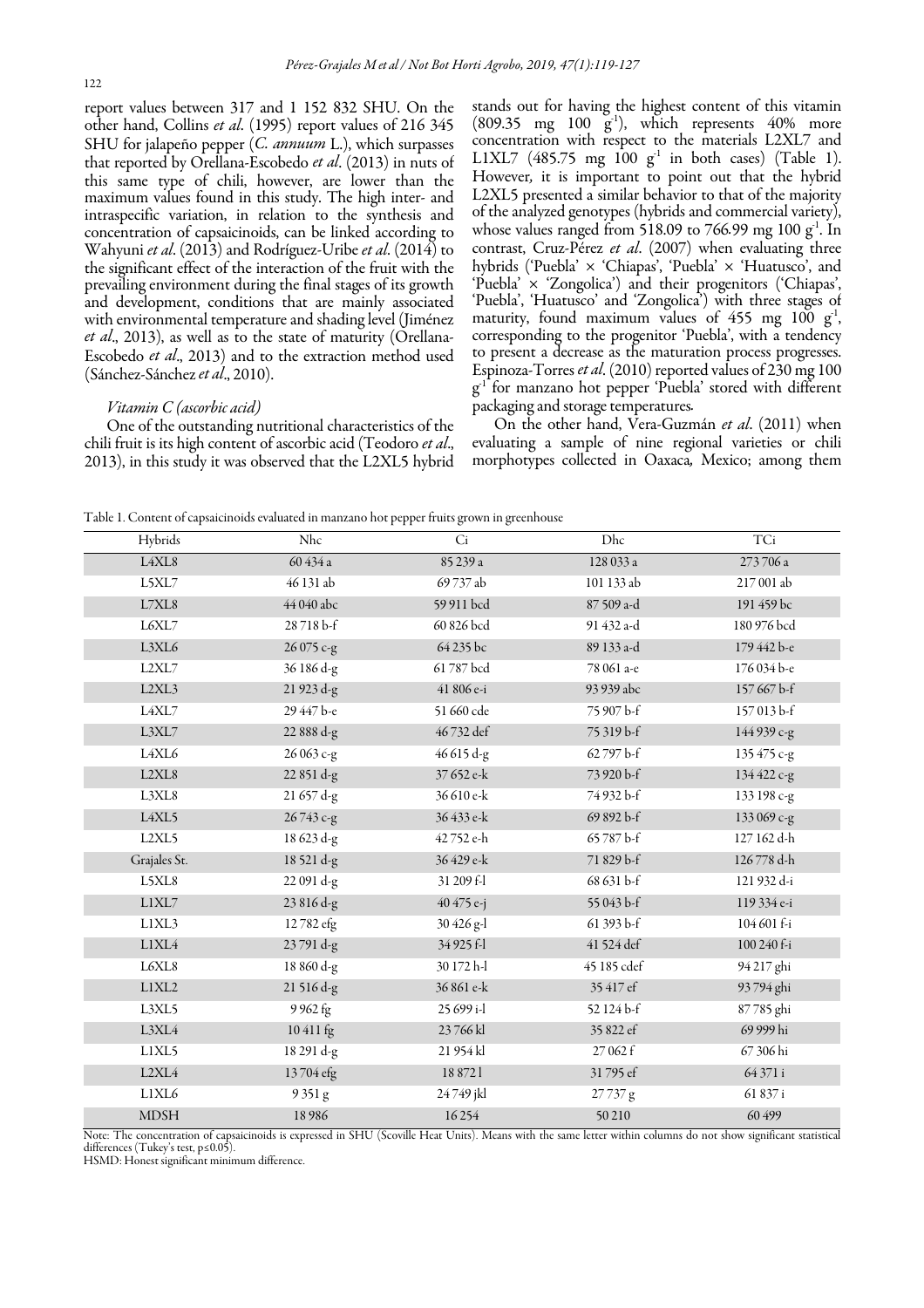report values between 317 and 1 152 832 SHU. On the other hand, Collins *et al*. (1995) report values of 216 345 SHU for jalapeño pepper (*C. annuum* L.), which surpasses that reported by Orellana-Escobedo *et al*. (2013) in nuts of this same type of chili, however, are lower than the maximum values found in this study. The high inter- and intraspecific variation, in relation to the synthesis and concentration of capsaicinoids, can be linked according to Wahyuni *et al*. (2013) and Rodríguez-Uribe *et al*. (2014) to the significant effect of the interaction of the fruit with the prevailing environment during the final stages of its growth and development, conditions that are mainly associated with environmental temperature and shading level (Jiménez *et al*., 2013), as well as to the state of maturity (Orellana-Escobedo *et al*., 2013) and to the extraction method used (Sánchez-Sánchez *et al*., 2010).

### *Vitamin C (ascorbic acid)*

One of the outstanding nutritional characteristics of the chili fruit is its high content of ascorbic acid (Teodoro *et al*., 2013), in this study it was observed that the L2XL5 hybrid stands out for having the highest content of this vitamin (809.35 mg 100 $g^{-1}$), which represents 40% more concentration with respect to the materials L2XL7 and L1XL7 (485.75 mg 100 $g^{-1}$ in both cases) (Table 1). However, it is important to point out that the hybrid L2XL5 presented a similar behavior to that of the majority of the analyzed genotypes (hybrids and commercial variety), whose values ranged from 518.09 to 766.99 mg 100 $g^{-1}$. In contrast, Cruz-Pérez *et al*. (2007) when evaluating three hybrids ('Puebla' × 'Chiapas', 'Puebla' × 'Huatusco', and 'Puebla' × 'Zongolica') and their progenitors ('Chiapas', 'Puebla', 'Huatusco' and 'Zongolica') with three stages of maturity, found maximum values of 455 mg 100 $g^{-1}$, corresponding to the progenitor 'Puebla', with a tendency to present a decrease as the maturation process progresses. Espinoza-Torres *et al*. (2010) reported values of 230 mg 100 $g^{-1}$ for manzano hot pepper 'Puebla' stored with different packaging and storage temperatures.

On the other hand, Vera-Guzmán *et al*. (2011) when evaluating a sample of nine regional varieties or chili morphotypes collected in Oaxaca, Mexico; among them

Table 1. Content of capsaicinoids evaluated in manzano hot pepper fruits grown in greenhouse

| Hybrids | Nhc | Ci | Dhc | TCi |
|---|---|---|---|---|
| L4XL8 | 60 434 a | 85 239 a | 128 033 a | 273 706 a |
| L5XL7 | 46 131 ab | 69 737 ab | 101 133 ab | 217 001 ab |
| L7XL8 | 44 040 abc | 59 911 bcd | 87 509 a-d | 191 459 bc |
| L6XL7 | 28 718 b-f | 60 826 bcd | 91 432 a-d | 180 976 bcd |
| L3XL6 | 26 075 c-g | 64 235 bc | 89 133 a-d | 179 442 b-e |
| L2XL7 | 36 186 d-g | 61 787 bcd | 78 061 a-e | 176 034 b-e |
| L2XL3 | 21 923 d-g | 41 806 e-i | 93 939 abc | 157 667 b-f |
| L4XL7 | 29 447 b-e | 51 660 cde | 75 907 b-f | 157 013 b-f |
| L3XL7 | 22 888 d-g | 46 732 def | 75 319 b-f | 144 939 c-g |
| L4XL6 | 26 063 c-g | 46 615 d-g | 62 797 b-f | 135 475 c-g |
| L2XL8 | 22 851 d-g | 37 652 e-k | 73 920 b-f | 134 422 c-g |
| L3XL8 | 21 657 d-g | 36 610 e-k | 74 932 b-f | 133 198 c-g |
| L4XL5 | 26 743 c-g | 36 433 e-k | 69 892 b-f | 133 069 c-g |
| L2XL5 | 18 623 d-g | 42 752 e-h | 65 787 b-f | 127 162 d-h |
| Grajales St. | 18 521 d-g | 36 429 e-k | 71 829 b-f | 126 778 d-h |
| L5XL8 | 22 091 d-g | 31 209 f-l | 68 631 b-f | 121 932 d-i |
| L1XL7 | 23 816 d-g | 40 475 e-j | 55 043 b-f | 119 334 e-i |
| L1XL3 | 12 782 efg | 30 426 g-l | 61 393 b-f | 104 601 f-i |
| L1XL4 | 23 791 d-g | 34 925 f-l | 41 524 def | 100 240 f-i |
| L6XL8 | 18 860 d-g | 30 172 h-l | 45 185 cdef | 94 217 ghi |
| L1XL2 | 21 516 d-g | 36 861 e-k | 35 417 ef | 93 794 ghi |
| L3XL5 | 9 962 fg | 25 699 i-l | 52 124 b-f | 87 785 ghi |
| L3XL4 | 10 411 fg | 23 766 kl | 35 822 ef | 69 999 hi |
| L1XL5 | 18 291 d-g | 21 954 kl | 27 062 f | 67 306 hi |
| L2XL4 | 13 704 efg | 18 872 l | 31 795 ef | 64 371 i |
| L1XL6 | 9 351 g | 24 749 jkl | 27 737 g | 61 837 i |
| MDSH | 18 986 | 16 254 | 50 210 | 60 499 |

Note: The concentration of capsaicinoids is expressed in SHU (Scoville Heat Units). Means with the same letter within columns do not show significant statistical differences (Tukey's test, $p \leq 0.05$).
HSMD: Honest significant minimum difference.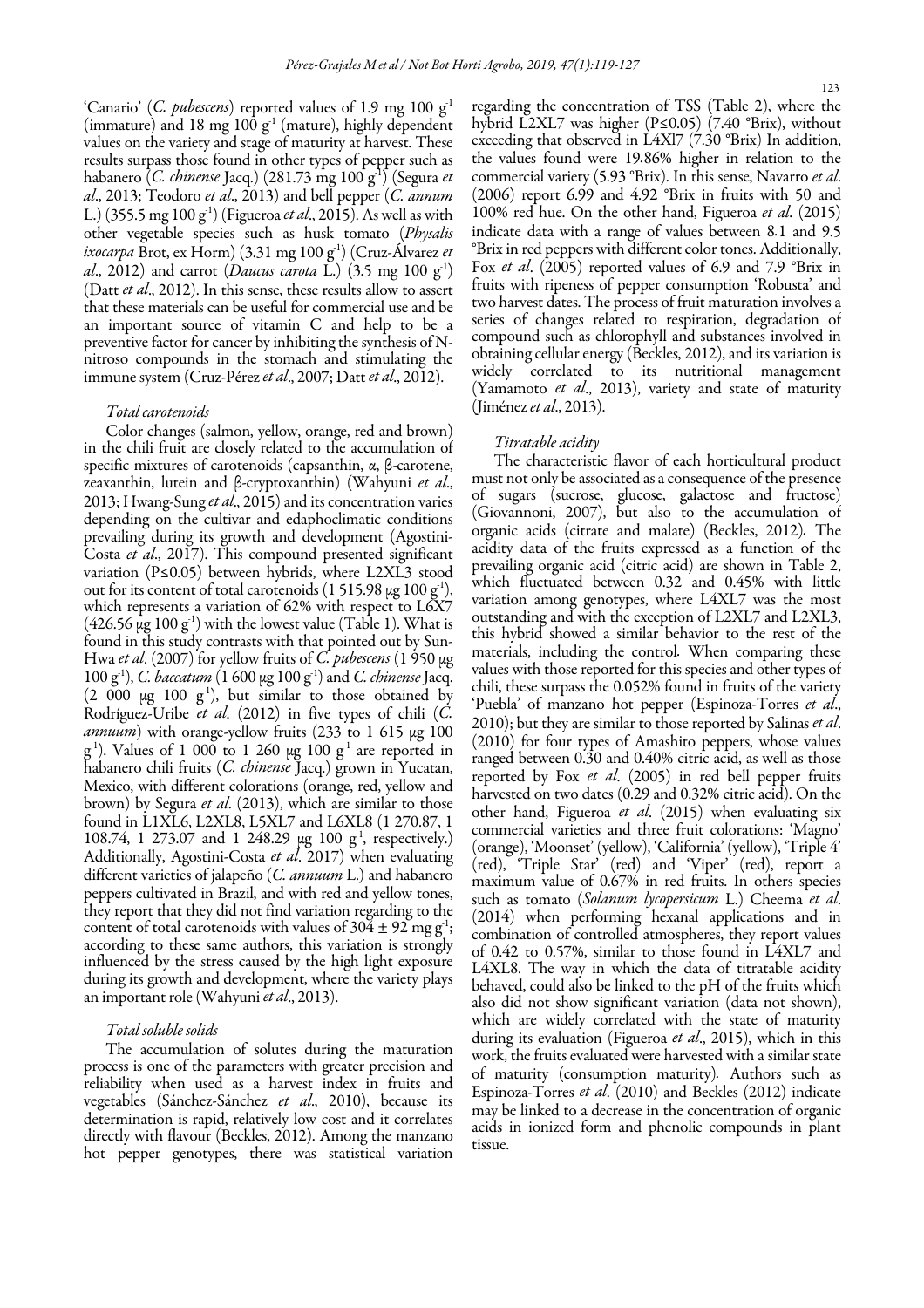'Canario' (*C. pubescens*) reported values of 1.9 mg 100 g$^{-1}$ (immature) and 18 mg 100 g$^{-1}$ (mature), highly dependent values on the variety and stage of maturity at harvest. These results surpass those found in other types of pepper such as habanero (*C. chinense* Jacq.) (281.73 mg 100 g$^{-1}$) (Segura *et al*., 2013; Teodoro *et al*., 2013) and bell pepper (*C. annum* L.) (355.5 mg 100 g$^{-1}$) (Figueroa *et al*., 2015). As well as with other vegetable species such as husk tomato (*Physalis ixocarpa* Brot, ex Horm) (3.31 mg 100 g$^{-1}$) (Cruz-Álvarez *et al*., 2012) and carrot (*Daucus carota* L.) (3.5 mg 100 g$^{-1}$) (Datt *et al*., 2012). In this sense, these results allow to assert that these materials can be useful for commercial use and be an important source of vitamin C and help to be a preventive factor for cancer by inhibiting the synthesis of N-nitroso compounds in the stomach and stimulating the immune system (Cruz-Pérez *et al*., 2007; Datt *et al*., 2012).

*Total carotenoids*

Color changes (salmon, yellow, orange, red and brown) in the chili fruit are closely related to the accumulation of specific mixtures of carotenoids (capsanthin, α, β-carotene, zeaxanthin, lutein and β-cryptoxanthin) (Wahyuni *et al*., 2013; Hwang-Sung *et al*., 2015) and its concentration varies depending on the cultivar and edaphoclimatic conditions prevailing during its growth and development (Agostini-Costa *et al*., 2017). This compound presented significant variation (P≤0.05) between hybrids, where L2XL3 stood out for its content of total carotenoids (1 515.98 μg 100 g$^{-1}$), which represents a variation of 62% with respect to L6X7 (426.56 μg 100 g$^{-1}$) with the lowest value (Table 1). What is found in this study contrasts with that pointed out by Sun-Hwa *et al*. (2007) for yellow fruits of *C. pubescens* (1 950 μg 100 g$^{-1}$), *C. baccatum* (1 600 μg 100 g$^{-1}$) and *C. chinense* Jacq. (2 000 μg 100 g$^{-1}$), but similar to those obtained by Rodríguez-Uribe *et al*. (2012) in five types of chili (*C. annuum*) with orange-yellow fruits (233 to 1 615 μg 100 g$^{-1}$). Values of 1 000 to 1 260 μg 100 g$^{-1}$ are reported in habanero chili fruits (*C. chinense* Jacq.) grown in Yucatan, Mexico, with different colorations (orange, red, yellow and brown) by Segura *et al*. (2013), which are similar to those found in L1XL6, L2XL8, L5XL7 and L6XL8 (1 270.87, 1 108.74, 1 273.07 and 1 248.29 μg 100 g$^{-1}$, respectively.) Additionally, Agostini-Costa *et al*. 2017) when evaluating different varieties of jalapeño (*C. annuum* L.) and habanero peppers cultivated in Brazil, and with red and yellow tones, they report that they did not find variation regarding to the content of total carotenoids with values of 304 ± 92 mg g$^{-1}$; according to these same authors, this variation is strongly influenced by the stress caused by the high light exposure during its growth and development, where the variety plays an important role (Wahyuni *et al*., 2013).

*Total soluble solids*

The accumulation of solutes during the maturation process is one of the parameters with greater precision and reliability when used as a harvest index in fruits and vegetables (Sánchez-Sánchez *et al*., 2010), because its determination is rapid, relatively low cost and it correlates directly with flavour (Beckles, 2012). Among the manzano hot pepper genotypes, there was statistical variation regarding the concentration of TSS (Table 2), where the hybrid L2XL7 was higher (P≤0.05) (7.40 °Brix), without exceeding that observed in L4Xl7 (7.30 °Brix) In addition, the values found were 19.86% higher in relation to the commercial variety (5.93 °Brix). In this sense, Navarro *et al*. (2006) report 6.99 and 4.92 °Brix in fruits with 50 and 100% red hue. On the other hand, Figueroa *et al*. (2015) indicate data with a range of values between 8.1 and 9.5 °Brix in red peppers with different color tones. Additionally, Fox *et al*. (2005) reported values of 6.9 and 7.9 °Brix in fruits with ripeness of pepper consumption 'Robusta' and two harvest dates. The process of fruit maturation involves a series of changes related to respiration, degradation of compound such as chlorophyll and substances involved in obtaining cellular energy (Beckles, 2012), and its variation is widely correlated to its nutritional management (Yamamoto *et al*., 2013), variety and state of maturity (Jiménez *et al*., 2013).

*Titratable acidity*

The characteristic flavor of each horticultural product must not only be associated as a consequence of the presence of sugars (sucrose, glucose, galactose and fructose) (Giovannoni, 2007), but also to the accumulation of organic acids (citrate and malate) (Beckles, 2012). The acidity data of the fruits expressed as a function of the prevailing organic acid (citric acid) are shown in Table 2, which fluctuated between 0.32 and 0.45% with little variation among genotypes, where L4XL7 was the most outstanding and with the exception of L2XL7 and L2XL3, this hybrid showed a similar behavior to the rest of the materials, including the control. When comparing these values with those reported for this species and other types of chili, these surpass the 0.052% found in fruits of the variety 'Puebla' of manzano hot pepper (Espinoza-Torres *et al*., 2010); but they are similar to those reported by Salinas *et al*. (2010) for four types of Amashito peppers, whose values ranged between 0.30 and 0.40% citric acid, as well as those reported by Fox *et al*. (2005) in red bell pepper fruits harvested on two dates (0.29 and 0.32% citric acid). On the other hand, Figueroa *et al*. (2015) when evaluating six commercial varieties and three fruit colorations: 'Magno' (orange), 'Moonset' (yellow), 'California' (yellow), 'Triple 4' (red), 'Triple Star' (red) and 'Viper' (red), report a maximum value of 0.67% in red fruits. In others species such as tomato (*Solanum lycopersicum* L.) Cheema *et al*. (2014) when performing hexanal applications and in combination of controlled atmospheres, they report values of 0.42 to 0.57%, similar to those found in L4XL7 and L4XL8. The way in which the data of titratable acidity behaved, could also be linked to the pH of the fruits which also did not show significant variation (data not shown), which are widely correlated with the state of maturity during its evaluation (Figueroa *et al*., 2015), which in this work, the fruits evaluated were harvested with a similar state of maturity (consumption maturity). Authors such as Espinoza-Torres *et al*. (2010) and Beckles (2012) indicate may be linked to a decrease in the concentration of organic acids in ionized form and phenolic compounds in plant tissue.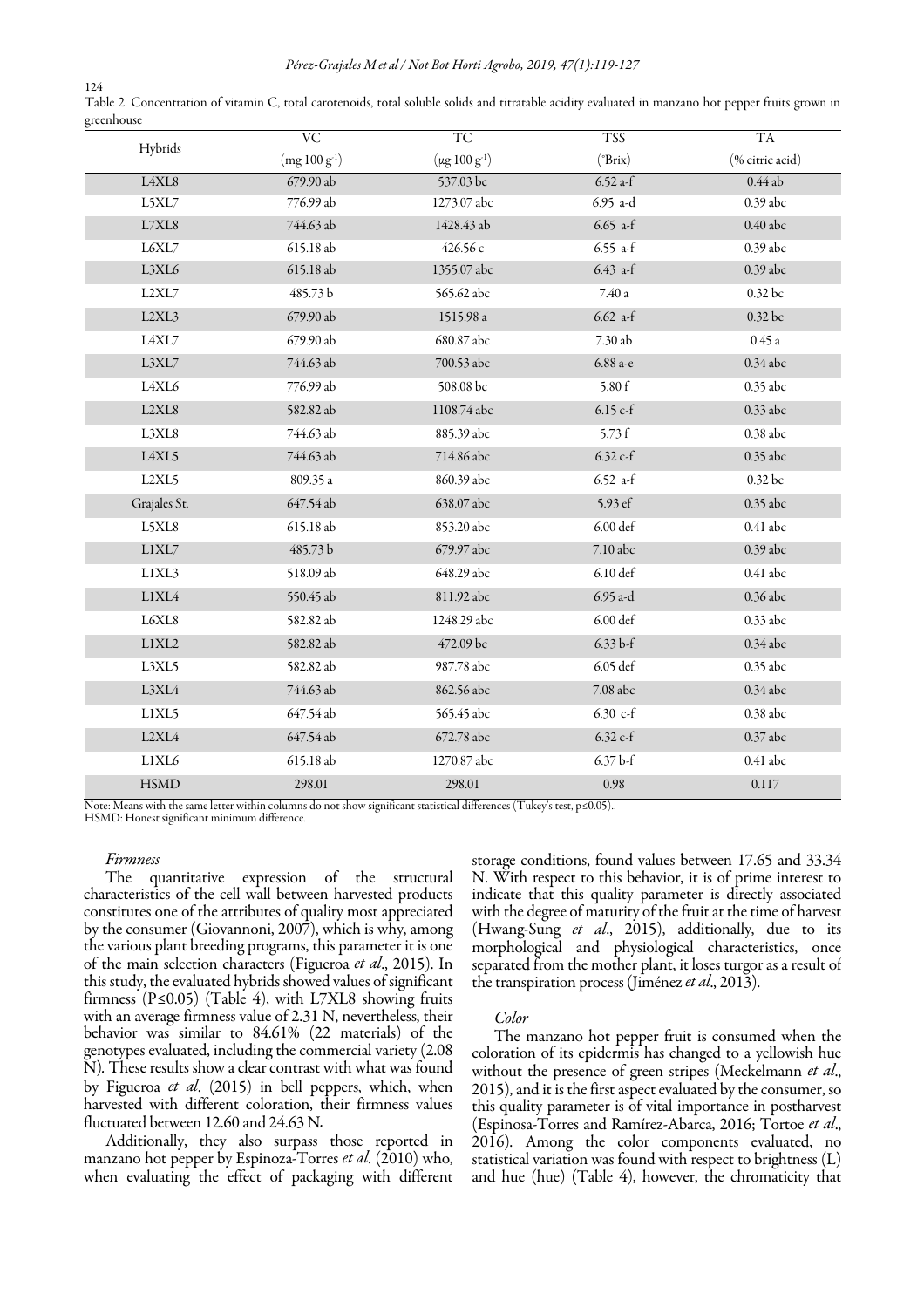Table 2. Concentration of vitamin C, total carotenoids, total soluble solids and titratable acidity evaluated in manzano hot pepper fruits grown in greenhouse

| Hybrids | VC (mg 100 g$^{-1}$) | TC (µg 100 g$^{-1}$) | TSS (°Brix) | TA (% citric acid) |
|---|---|---|---|---|
| L4XL8 | 679.90 ab | 537.03 bc | 6.52 a-f | 0.44 ab |
| L5XL7 | 776.99 ab | 1273.07 abc | 6.95 a-d | 0.39 abc |
| L7XL8 | 744.63 ab | 1428.43 ab | 6.65 a-f | 0.40 abc |
| L6XL7 | 615.18 ab | 426.56 c | 6.55 a-f | 0.39 abc |
| L3XL6 | 615.18 ab | 1355.07 abc | 6.43 a-f | 0.39 abc |
| L2XL7 | 485.73 b | 565.62 abc | 7.40 a | 0.32 bc |
| L2XL3 | 679.90 ab | 1515.98 a | 6.62 a-f | 0.32 bc |
| L4XL7 | 679.90 ab | 680.87 abc | 7.30 ab | 0.45 a |
| L3XL7 | 744.63 ab | 700.53 abc | 6.88 a-e | 0.34 abc |
| L4XL6 | 776.99 ab | 508.08 bc | 5.80 f | 0.35 abc |
| L2XL8 | 582.82 ab | 1108.74 abc | 6.15 c-f | 0.33 abc |
| L3XL8 | 744.63 ab | 885.39 abc | 5.73 f | 0.38 abc |
| L4XL5 | 744.63 ab | 714.86 abc | 6.32 c-f | 0.35 abc |
| L2XL5 | 809.35 a | 860.39 abc | 6.52 a-f | 0.32 bc |
| Grajales St. | 647.54 ab | 638.07 abc | 5.93 ef | 0.35 abc |
| L5XL8 | 615.18 ab | 853.20 abc | 6.00 def | 0.41 abc |
| L1XL7 | 485.73 b | 679.97 abc | 7.10 abc | 0.39 abc |
| L1XL3 | 518.09 ab | 648.29 abc | 6.10 def | 0.41 abc |
| L1XL4 | 550.45 ab | 811.92 abc | 6.95 a-d | 0.36 abc |
| L6XL8 | 582.82 ab | 1248.29 abc | 6.00 def | 0.33 abc |
| L1XL2 | 582.82 ab | 472.09 bc | 6.33 b-f | 0.34 abc |
| L3XL5 | 582.82 ab | 987.78 abc | 6.05 def | 0.35 abc |
| L3XL4 | 744.63 ab | 862.56 abc | 7.08 abc | 0.34 abc |
| L1XL5 | 647.54 ab | 565.45 abc | 6.30 c-f | 0.38 abc |
| L2XL4 | 647.54 ab | 672.78 abc | 6.32 c-f | 0.37 abc |
| L1XL6 | 615.18 ab | 1270.87 abc | 6.37 b-f | 0.41 abc |
| HSMD | 298.01 | 298.01 | 0.98 | 0.117 |

Note: Means with the same letter within columns do not show significant statistical differences (Tukey's test, p≤0.05)..
HSMD: Honest significant minimum difference.

*Firmness*

The quantitative expression of the structural characteristics of the cell wall between harvested products constitutes one of the attributes of quality most appreciated by the consumer (Giovannoni, 2007), which is why, among the various plant breeding programs, this parameter it is one of the main selection characters (Figueroa *et al*., 2015). In this study, the evaluated hybrids showed values of significant firmness (P≤0.05) (Table 4), with L7XL8 showing fruits with an average firmness value of 2.31 N, nevertheless, their behavior was similar to 84.61% (22 materials) of the genotypes evaluated, including the commercial variety (2.08 N). These results show a clear contrast with what was found by Figueroa *et al*. (2015) in bell peppers, which, when harvested with different coloration, their firmness values fluctuated between 12.60 and 24.63 N.

Additionally, they also surpass those reported in manzano hot pepper by Espinoza-Torres *et al*. (2010) who, when evaluating the effect of packaging with different storage conditions, found values between 17.65 and 33.34 N. With respect to this behavior, it is of prime interest to indicate that this quality parameter is directly associated with the degree of maturity of the fruit at the time of harvest (Hwang-Sung *et al*., 2015), additionally, due to its morphological and physiological characteristics, once separated from the mother plant, it loses turgor as a result of the transpiration process (Jiménez *et al*., 2013).

*Color*

The manzano hot pepper fruit is consumed when the coloration of its epidermis has changed to a yellowish hue without the presence of green stripes (Meckelmann *et al*., 2015), and it is the first aspect evaluated by the consumer, so this quality parameter is of vital importance in postharvest (Espinosa-Torres and Ramírez-Abarca, 2016; Tortoe *et al*., 2016). Among the color components evaluated, no statistical variation was found with respect to brightness (L) and hue (hue) (Table 4), however, the chromaticity that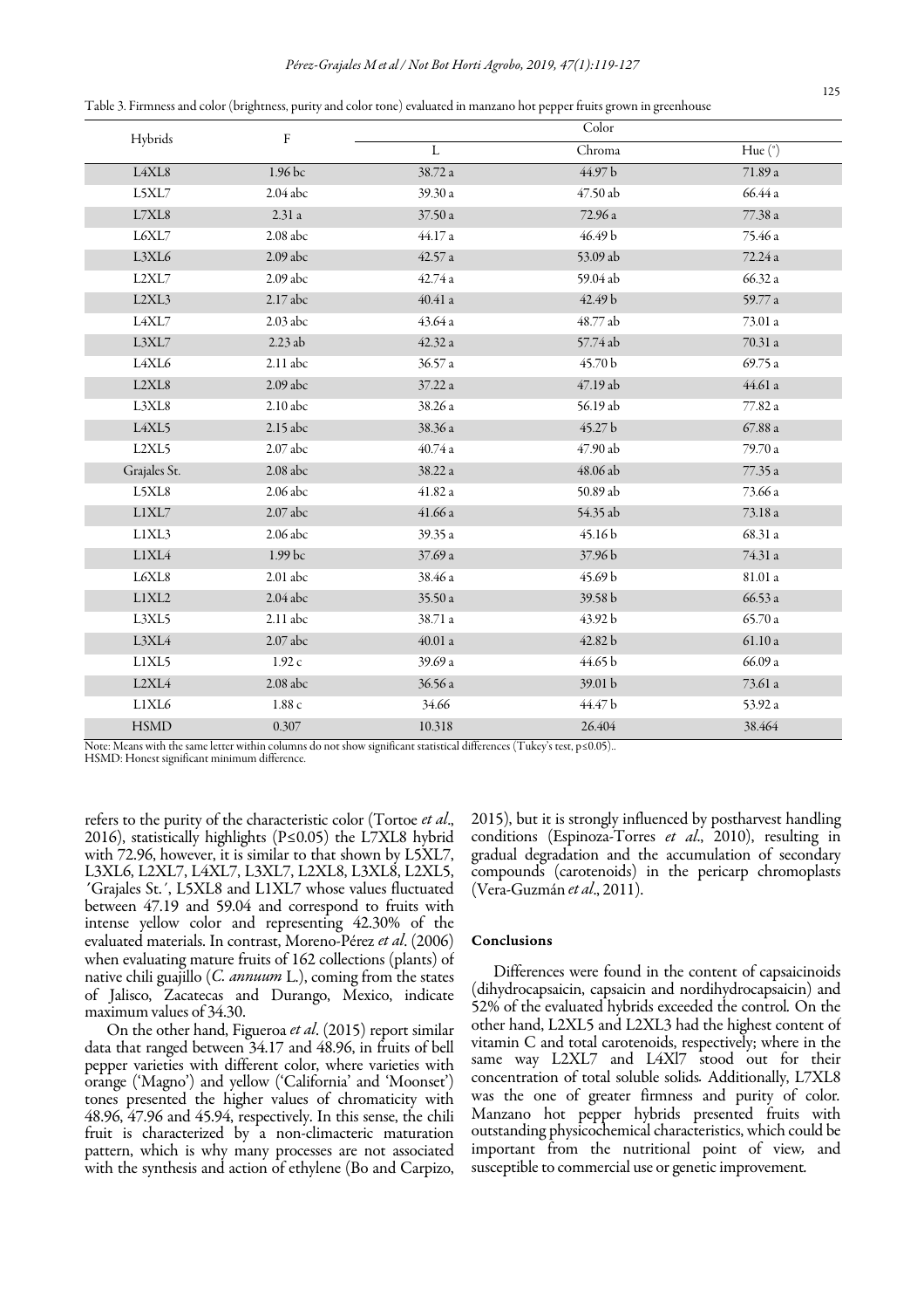Table 3. Firmness and color (brightness, purity and color tone) evaluated in manzano hot pepper fruits grown in greenhouse

| Hybrids | F | Color | | |
|---|---|---|---|---|
| | | L | Chroma | Hue (°) |
| L4XL8 | 1.96 bc | 38.72 a | 44.97 b | 71.89 a |
| L5XL7 | 2.04 abc | 39.30 a | 47.50 ab | 66.44 a |
| L7XL8 | 2.31 a | 37.50 a | 72.96 a | 77.38 a |
| L6XL7 | 2.08 abc | 44.17 a | 46.49 b | 75.46 a |
| L3XL6 | 2.09 abc | 42.57 a | 53.09 ab | 72.24 a |
| L2XL7 | 2.09 abc | 42.74 a | 59.04 ab | 66.32 a |
| L2XL3 | 2.17 abc | 40.41 a | 42.49 b | 59.77 a |
| L4XL7 | 2.03 abc | 43.64 a | 48.77 ab | 73.01 a |
| L3XL7 | 2.23 ab | 42.32 a | 57.74 ab | 70.31 a |
| L4XL6 | 2.11 abc | 36.57 a | 45.70 b | 69.75 a |
| L2XL8 | 2.09 abc | 37.22 a | 47.19 ab | 44.61 a |
| L3XL8 | 2.10 abc | 38.26 a | 56.19 ab | 77.82 a |
| L4XL5 | 2.15 abc | 38.36 a | 45.27 b | 67.88 a |
| L2XL5 | 2.07 abc | 40.74 a | 47.90 ab | 79.70 a |
| Grajales St. | 2.08 abc | 38.22 a | 48.06 ab | 77.35 a |
| L5XL8 | 2.06 abc | 41.82 a | 50.89 ab | 73.66 a |
| L1XL7 | 2.07 abc | 41.66 a | 54.35 ab | 73.18 a |
| L1XL3 | 2.06 abc | 39.35 a | 45.16 b | 68.31 a |
| L1XL4 | 1.99 bc | 37.69 a | 37.96 b | 74.31 a |
| L6XL8 | 2.01 abc | 38.46 a | 45.69 b | 81.01 a |
| L1XL2 | 2.04 abc | 35.50 a | 39.58 b | 66.53 a |
| L3XL5 | 2.11 abc | 38.71 a | 43.92 b | 65.70 a |
| L3XL4 | 2.07 abc | 40.01 a | 42.82 b | 61.10 a |
| L1XL5 | 1.92 c | 39.69 a | 44.65 b | 66.09 a |
| L2XL4 | 2.08 abc | 36.56 a | 39.01 b | 73.61 a |
| L1XL6 | 1.88 c | 34.66 | 44.47 b | 53.92 a |
| HSMD | 0.307 | 10.318 | 26.404 | 38.464 |

Note: Means with the same letter within columns do not show significant statistical differences (Tukey's test, $p \leq 0.05$)..
HSMD: Honest significant minimum difference.

refers to the purity of the characteristic color (Tortoe *et al*., 2016), statistically highlights ($P \leq 0.05$) the L7XL8 hybrid with 72.96, however, it is similar to that shown by L5XL7, L3XL6, L2XL7, L4XL7, L3XL7, L2XL8, L3XL8, L2XL5, ´Grajales St.´, L5XL8 and L1XL7 whose values fluctuated between 47.19 and 59.04 and correspond to fruits with intense yellow color and representing 42.30% of the evaluated materials. In contrast, Moreno-Pérez *et al*. (2006) when evaluating mature fruits of 162 collections (plants) of native chili guajillo (*C. annuum* L.), coming from the states of Jalisco, Zacatecas and Durango, Mexico, indicate maximum values of 34.30.

On the other hand, Figueroa *et al*. (2015) report similar data that ranged between 34.17 and 48.96, in fruits of bell pepper varieties with different color, where varieties with orange ('Magno') and yellow ('California' and 'Moonset') tones presented the higher values of chromaticity with 48.96, 47.96 and 45.94, respectively. In this sense, the chili fruit is characterized by a non-climacteric maturation pattern, which is why many processes are not associated with the synthesis and action of ethylene (Bo and Carpizo, 2015), but it is strongly influenced by postharvest handling conditions (Espinoza-Torres *et al*., 2010), resulting in gradual degradation and the accumulation of secondary compounds (carotenoids) in the pericarp chromoplasts (Vera-Guzmán *et al*., 2011).

## Conclusions

Differences were found in the content of capsaicinoids (dihydrocapsaicin, capsaicin and nordihydrocapsaicin) and 52% of the evaluated hybrids exceeded the control. On the other hand, L2XL5 and L2XL3 had the highest content of vitamin C and total carotenoids, respectively; where in the same way L2XL7 and L4Xl7 stood out for their concentration of total soluble solids. Additionally, L7XL8 was the one of greater firmness and purity of color. Manzano hot pepper hybrids presented fruits with outstanding physicochemical characteristics, which could be important from the nutritional point of view, and susceptible to commercial use or genetic improvement.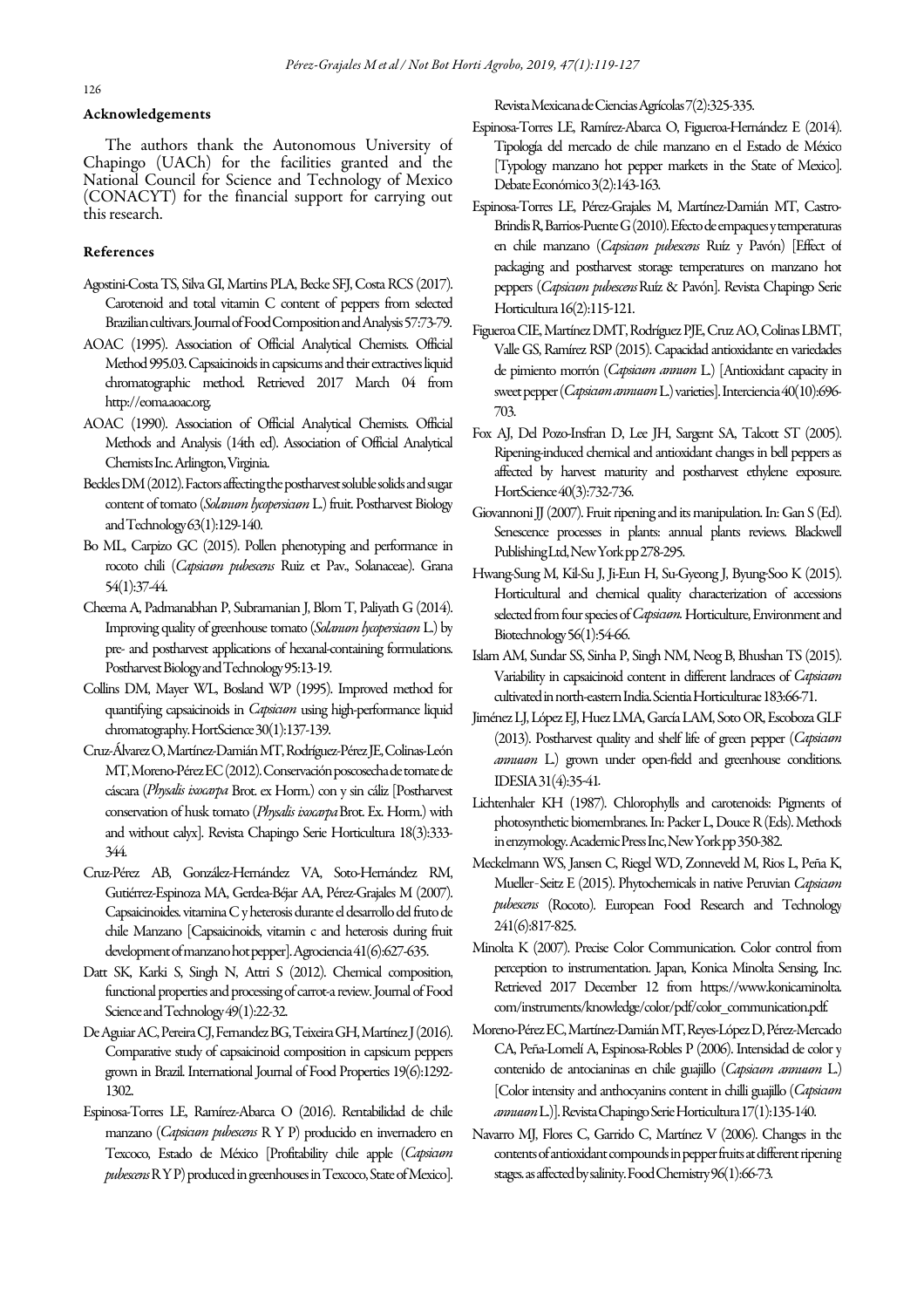## Acknowledgements

The authors thank the Autonomous University of Chapingo (UACh) for the facilities granted and the National Council for Science and Technology of Mexico (CONACYT) for the financial support for carrying out this research.

## References

Agostini-Costa TS, Silva GI, Martins PLA, Becke SFJ, Costa RCS (2017). Carotenoid and total vitamin C content of peppers from selected Brazilian cultivars. Journal of Food Composition and Analysis 57:73-79.

AOAC (1995). Association of Official Analytical Chemists. Official Method 995.03. Capsaicinoids in capsicums and their extractives liquid chromatographic method. Retrieved 2017 March 04 from http://eoma.aoac.org.

AOAC (1990). Association of Official Analytical Chemists. Official Methods and Analysis (14th ed). Association of Official Analytical Chemists Inc. Arlington, Virginia.

Beckles DM (2012). Factors affecting the postharvest soluble solids and sugar content of tomato (*Solanum lycopersicum* L.) fruit. Postharvest Biology and Technology 63(1):129-140.

Bo ML, Carpizo GC (2015). Pollen phenotyping and performance in rocoto chili (*Capsicum pubescens* Ruiz et Pav., Solanaceae). Grana 54(1):37-44.

Cheema A, Padmanabhan P, Subramanian J, Blom T, Paliyath G (2014). Improving quality of greenhouse tomato (*Solanum lycopersicum* L.) by pre- and postharvest applications of hexanal-containing formulations. Postharvest Biology and Technology 95:13-19.

Collins DM, Mayer WL, Bosland WP (1995). Improved method for quantifying capsaicinoids in *Capsicum* using high-performance liquid chromatography. HortScience 30(1):137-139.

Cruz-Álvarez O, Martínez-Damián MT, Rodríguez-Pérez JE, Colinas-León MT, Moreno-Pérez EC (2012). Conservación poscosecha de tomate de cáscara (*Physalis ixocarpa* Brot. ex Horm.) con y sin cáliz [Postharvest conservation of husk tomato (*Physalis ixocarpa* Brot. Ex. Horm.) with and without calyx]. Revista Chapingo Serie Horticultura 18(3):333-344.

Cruz-Pérez AB, González-Hernández VA, Soto-Hernández RM, Gutiérrez-Espinoza MA, Gerdea-Béjar AA, Pérez-Grajales M (2007). Capsaicinoides. vitamina C y heterosis durante el desarrollo del fruto de chile Manzano [Capsaicinoids, vitamin c and heterosis during fruit development of manzano hot pepper]. Agrociencia 41(6):627-635.

Datt SK, Karki S, Singh N, Attri S (2012). Chemical composition, functional properties and processing of carrot-a review. Journal of Food Science and Technology 49(1):22-32.

De Aguiar AC, Pereira CJ, Fernandez BG, Teixeira GH, Martínez J (2016). Comparative study of capsaicinoid composition in capsicum peppers grown in Brazil. International Journal of Food Properties 19(6):1292-1302.

Espinosa-Torres LE, Ramírez-Abarca O (2016). Rentabilidad de chile manzano (*Capsicum pubescens* R Y P) producido en invernadero en Texcoco, Estado de México [Profitability chile apple (*Capsicum pubescens* R Y P) produced in greenhouses in Texcoco, State of Mexico]. Revista Mexicana de Ciencias Agrícolas 7(2):325-335.

Espinosa-Torres LE, Ramírez-Abarca O, Figueroa-Hernández E (2014). Tipología del mercado de chile manzano en el Estado de México [Typology manzano hot pepper markets in the State of Mexico]. Debate Económico 3(2):143-163.

Espinosa-Torres LE, Pérez-Grajales M, Martínez-Damián MT, Castro-Brindis R, Barrios-Puente G (2010). Efecto de empaques y temperaturas en chile manzano (*Capsicum pubescens* Ruíz y Pavón) [Effect of packaging and postharvest storage temperatures on manzano hot peppers (*Capsicum pubescens* Ruíz & Pavón]. Revista Chapingo Serie Horticultura 16(2):115-121.

Figueroa CIE, Martínez DMT, Rodríguez PJE, Cruz AO, Colinas LBMT, Valle GS, Ramírez RSP (2015). Capacidad antioxidante en variedades de pimiento morrón (*Capsicum annum* L.) [Antioxidant capacity in sweet pepper (*Capsicum annuum* L.) varieties]. Interciencia 40(10):696-703.

Fox AJ, Del Pozo-Insfran D, Lee JH, Sargent SA, Talcott ST (2005). Ripening-induced chemical and antioxidant changes in bell peppers as affected by harvest maturity and postharvest ethylene exposure. HortScience 40(3):732-736.

Giovannoni JJ (2007). Fruit ripening and its manipulation. In: Gan S (Ed). Senescence processes in plants: annual plants reviews. Blackwell Publishing Ltd, New York pp 278-295.

Hwang-Sung M, Kil-Su J, Ji-Eun H, Su-Gyeong J, Byung-Soo K (2015). Horticultural and chemical quality characterization of accessions selected from four species of *Capsicum*. Horticulture, Environment and Biotechnology 56(1):54-66.

Islam AM, Sundar SS, Sinha P, Singh NM, Neog B, Bhushan TS (2015). Variability in capsaicinoid content in different landraces of *Capsicum* cultivated in north-eastern India. Scientia Horticulturae 183:66-71.

Jiménez LJ, López EJ, Huez LMA, García LAM, Soto OR, Escoboza GLF (2013). Postharvest quality and shelf life of green pepper (*Capsicum annuum* L.) grown under open-field and greenhouse conditions. IDESIA 31(4):35-41.

Lichtenhaler KH (1987). Chlorophylls and carotenoids: Pigments of photosynthetic biomembranes. In: Packer L, Douce R (Eds). Methods in enzymology. Academic Press Inc, New York pp 350-382.

Meckelmann WS, Jansen C, Riegel WD, Zonneveld M, Rios L, Peña K, Mueller-Seitz E (2015). Phytochemicals in native Peruvian *Capsicum pubescens* (Rocoto). European Food Research and Technology 241(6):817-825.

Minolta K (2007). Precise Color Communication. Color control from perception to instrumentation. Japan, Konica Minolta Sensing, Inc. Retrieved 2017 December 12 from https://www.konicaminolta.com/instruments/knowledge/color/pdf/color_communication.pdf.

Moreno-Pérez EC, Martínez-Damián MT, Reyes-López D, Pérez-Mercado CA, Peña-Lomelí A, Espinosa-Robles P (2006). Intensidad de color y contenido de antocianinas en chile guajillo (*Capsicum annuum* L.) [Color intensity and anthocyanins content in chilli guajillo (*Capsicum annuum* L.)]. Revista Chapingo Serie Horticultura 17(1):135-140.

Navarro MJ, Flores C, Garrido C, Martínez V (2006). Changes in the contents of antioxidant compounds in pepper fruits at different ripening stages. as affected by salinity. Food Chemistry 96(1):66-73.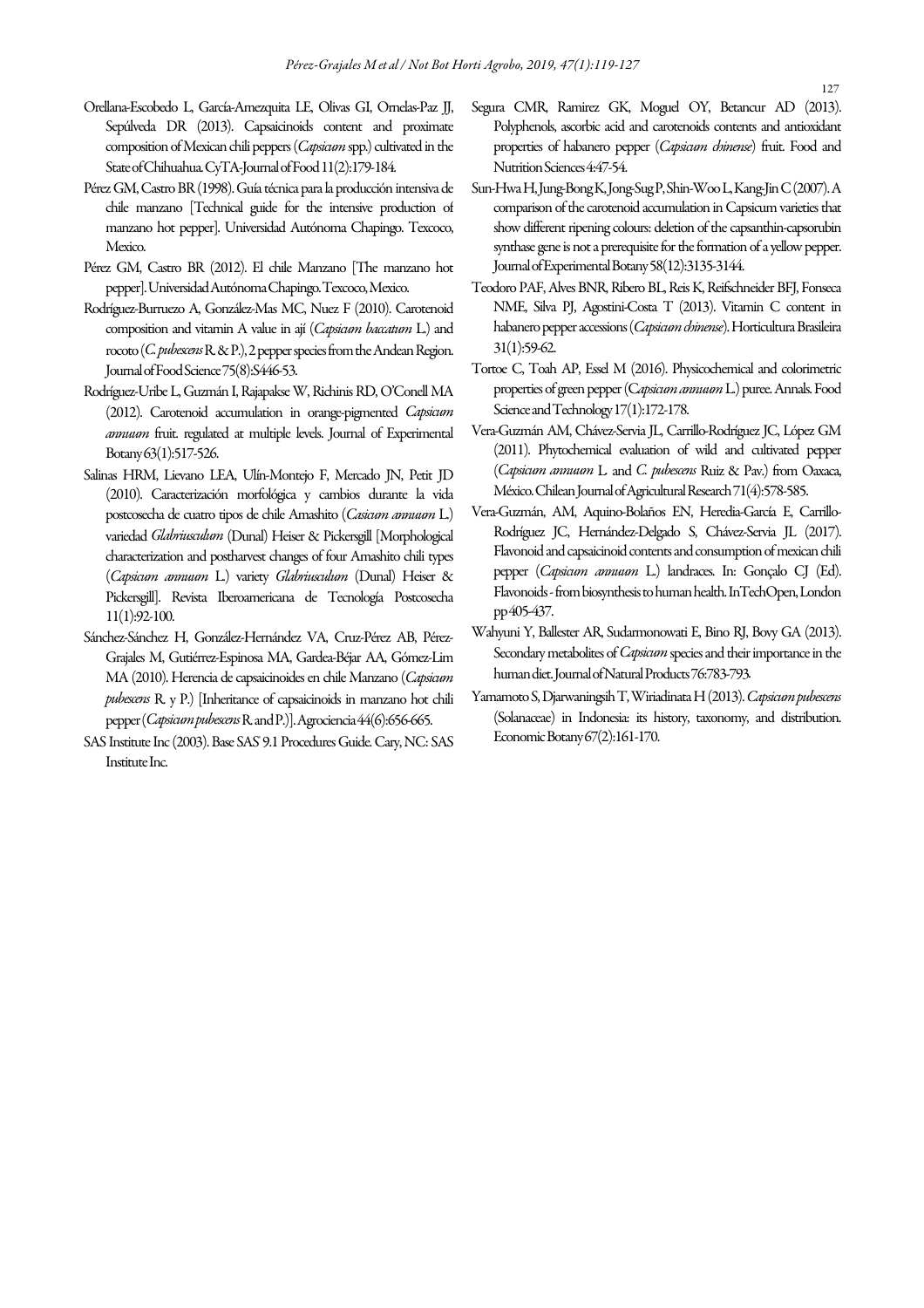Orellana-Escobedo L, García-Amezquita LE, Olivas GI, Ornelas-Paz JJ, Sepúlveda DR (2013). Capsaicinoids content and proximate composition of Mexican chili peppers (*Capsicum* spp.) cultivated in the State of Chihuahua. CyTA-Journal of Food 11(2):179-184.

Pérez GM, Castro BR (1998). Guía técnica para la producción intensiva de chile manzano [Technical guide for the intensive production of manzano hot pepper]. Universidad Autónoma Chapingo. Texcoco, Mexico.

Pérez GM, Castro BR (2012). El chile Manzano [The manzano hot pepper]. Universidad Autónoma Chapingo. Texcoco, Mexico.

Rodríguez-Burruezo A, González-Mas MC, Nuez F (2010). Carotenoid composition and vitamin A value in ají (*Capsicum baccatum* L.) and rocoto (*C. pubescens* R. & P.), 2 pepper species from the Andean Region. Journal of Food Science 75(8):S446-53.

Rodríguez-Uribe L, Guzmán I, Rajapakse W, Richinis RD, O'Conell MA (2012). Carotenoid accumulation in orange-pigmented *Capsicum annuum* fruit. regulated at multiple levels. Journal of Experimental Botany 63(1):517-526.

Salinas HRM, Lievano LEA, Ulín-Montejo F, Mercado JN, Petit JD (2010). Caracterización morfológica y cambios durante la vida postcosecha de cuatro tipos de chile Amashito (*Casicum annuum* L.) variedad *Glabriusculum* (Dunal) Heiser & Pickersgill [Morphological characterization and postharvest changes of four Amashito chili types (*Capsicum annuum* L.) variety *Glabriusculum* (Dunal) Heiser & Pickersgill]. Revista Iberoamericana de Tecnología Postcosecha 11(1):92-100.

Sánchez-Sánchez H, González-Hernández VA, Cruz-Pérez AB, Pérez-Grajales M, Gutiérrez-Espinosa MA, Gardea-Béjar AA, Gómez-Lim MA (2010). Herencia de capsaicinoides en chile Manzano (*Capsicum pubescens* R. y P.) [Inheritance of capsaicinoids in manzano hot chili pepper (*Capsicum pubescens* R. and P.)]. Agrociencia 44(6):656-665.

SAS Institute Inc (2003). Base SAS 9.1 Procedures Guide. Cary, NC: SAS Institute Inc.

Segura CMR, Ramirez GK, Moguel OY, Betancur AD (2013). Polyphenols, ascorbic acid and carotenoids contents and antioxidant properties of habanero pepper (*Capsicum chinense*) fruit. Food and Nutrition Sciences 4:47-54.

Sun-Hwa H, Jung-Bong K, Jong-Sug P, Shin-Woo L, Kang-Jin C (2007). A comparison of the carotenoid accumulation in Capsicum varieties that show different ripening colours: deletion of the capsanthin-capsorubin synthase gene is not a prerequisite for the formation of a yellow pepper. Journal of Experimental Botany 58(12):3135-3144.

Teodoro PAF, Alves BNR, Ribero BL, Reis K, Reifschneider BFJ, Fonseca NME, Silva PJ, Agostini-Costa T (2013). Vitamin C content in habanero pepper accessions (*Capsicum chinense*). Horticultura Brasileira 31(1):59-62.

Tortoe C, Toah AP, Essel M (2016). Physicochemical and colorimetric properties of green pepper (*Capsicum annuum* L.) puree. Annals. Food Science and Technology 17(1):172-178.

Vera-Guzmán AM, Chávez-Servia JL, Carrillo-Rodríguez JC, López GM (2011). Phytochemical evaluation of wild and cultivated pepper (*Capsicum annuum* L. and *C. pubescens* Ruiz & Pav.) from Oaxaca, México. Chilean Journal of Agricultural Research 71(4):578-585.

Vera-Guzmán, AM, Aquino-Bolaños EN, Heredia-García E, Carrillo-Rodríguez JC, Hernández-Delgado S, Chávez-Servia JL (2017). Flavonoid and capsaicinoid contents and consumption of mexican chili pepper (*Capsicum annuum* L.) landraces. In: Gonçalo CJ (Ed). Flavonoids - from biosynthesis to human health. InTechOpen, London pp 405-437.

Wahyuni Y, Ballester AR, Sudarmonowati E, Bino RJ, Bovy GA (2013). Secondary metabolites of *Capsicum* species and their importance in the human diet. Journal of Natural Products 76:783-793.

Yamamoto S, Djarwaningsih T, Wiriadinata H (2013). *Capsicum pubescens* (Solanaceae) in Indonesia: its history, taxonomy, and distribution. Economic Botany 67(2):161-170.